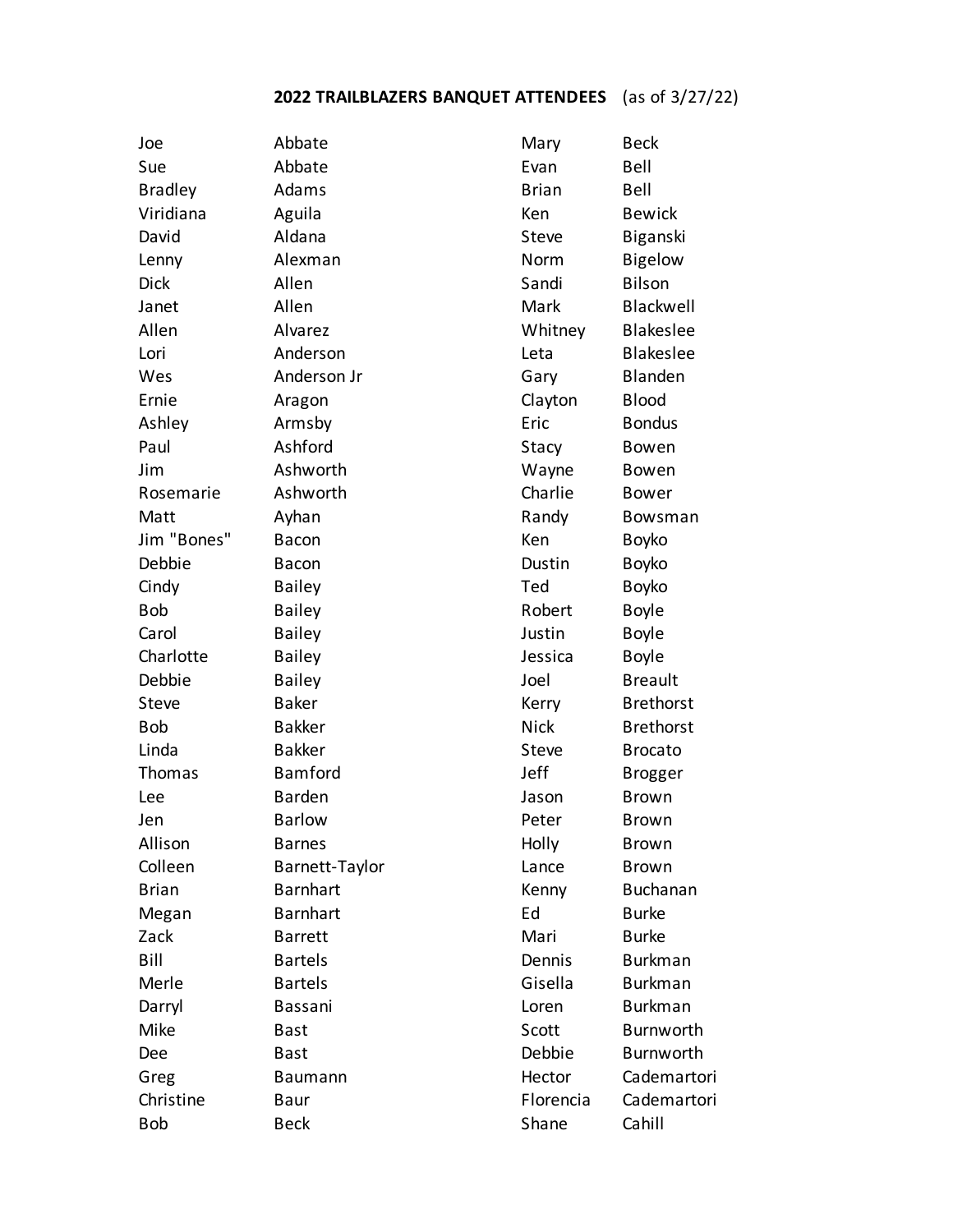**2022 TRAILBLAZERS BANQUET ATTENDEES** (as of 3/27/22)

| | |
|---|---|
| Joe | Abbate |
| Sue | Abbate |
| Bradley | Adams |
| Viridiana | Aguila |
| David | Aldana |
| Lenny | Alexman |
| Dick | Allen |
| Janet | Allen |
| Allen | Alvarez |
| Lori | Anderson |
| Wes | Anderson Jr |
| Ernie | Aragon |
| Ashley | Armsby |
| Paul | Ashford |
| Jim | Ashworth |
| Rosemarie | Ashworth |
| Matt | Ayhan |
| Jim "Bones" | Bacon |
| Debbie | Bacon |
| Cindy | Bailey |
| Bob | Bailey |
| Carol | Bailey |
| Charlotte | Bailey |
| Debbie | Bailey |
| Steve | Baker |
| Bob | Bakker |
| Linda | Bakker |
| Thomas | Bamford |
| Lee | Barden |
| Jen | Barlow |
| Allison | Barnes |
| Colleen | Barnett-Taylor |
| Brian | Barnhart |
| Megan | Barnhart |
| Zack | Barrett |
| Bill | Bartels |
| Merle | Bartels |
| Darryl | Bassani |
| Mike | Bast |
| Dee | Bast |
| Greg | Baumann |
| Christine | Baur |
| Bob | Beck |
| Mary | Beck |
| Evan | Bell |
| Brian | Bell |
| Ken | Bewick |
| Steve | Biganski |
| Norm | Bigelow |
| Sandi | Bilson |
| Mark | Blackwell |
| Whitney | Blakeslee |
| Leta | Blakeslee |
| Gary | Blanden |
| Clayton | Blood |
| Eric | Bondus |
| Stacy | Bowen |
| Wayne | Bowen |
| Charlie | Bower |
| Randy | Bowsman |
| Ken | Boyko |
| Dustin | Boyko |
| Ted | Boyko |
| Robert | Boyle |
| Justin | Boyle |
| Jessica | Boyle |
| Joel | Breault |
| Kerry | Brethorst |
| Nick | Brethorst |
| Steve | Brocato |
| Jeff | Brogger |
| Jason | Brown |
| Peter | Brown |
| Holly | Brown |
| Lance | Brown |
| Kenny | Buchanan |
| Ed | Burke |
| Mari | Burke |
| Dennis | Burkman |
| Gisella | Burkman |
| Loren | Burkman |
| Scott | Burnworth |
| Debbie | Burnworth |
| Hector | Cademartori |
| Florencia | Cademartori |
| Shane | Cahill |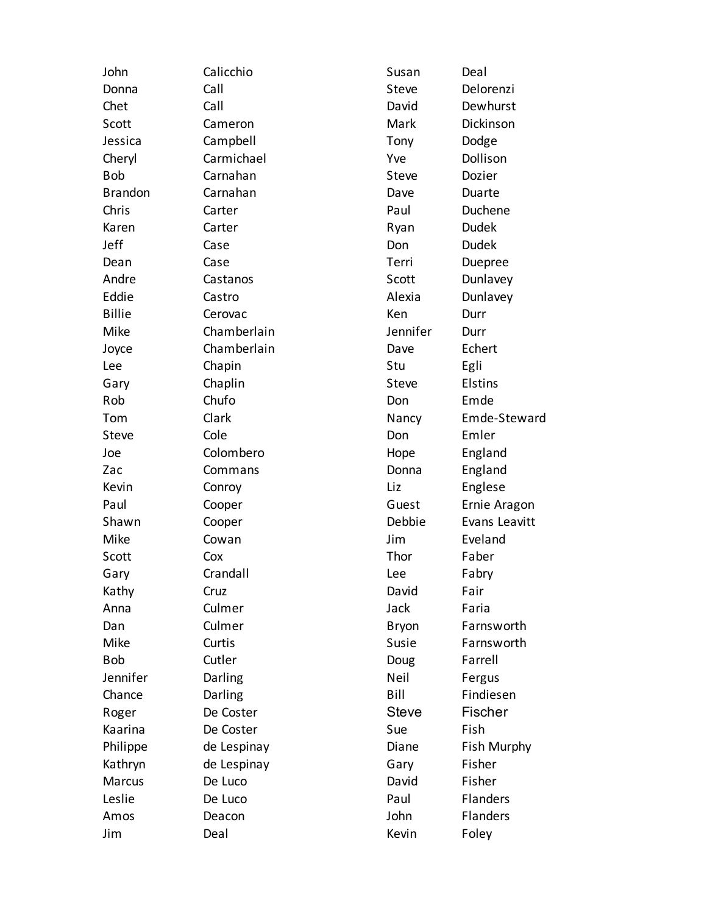| | |
|---|---|
| John | Calicchio |
| Donna | Call |
| Chet | Call |
| Scott | Cameron |
| Jessica | Campbell |
| Cheryl | Carmichael |
| Bob | Carnahan |
| Brandon | Carnahan |
| Chris | Carter |
| Karen | Carter |
| Jeff | Case |
| Dean | Case |
| Andre | Castanos |
| Eddie | Castro |
| Billie | Cerovac |
| Mike | Chamberlain |
| Joyce | Chamberlain |
| Lee | Chapin |
| Gary | Chaplin |
| Rob | Chufo |
| Tom | Clark |
| Steve | Cole |
| Joe | Colombero |
| Zac | Commans |
| Kevin | Conroy |
| Paul | Cooper |
| Shawn | Cooper |
| Mike | Cowan |
| Scott | Cox |
| Gary | Crandall |
| Kathy | Cruz |
| Anna | Culmer |
| Dan | Culmer |
| Mike | Curtis |
| Bob | Cutler |
| Jennifer | Darling |
| Chance | Darling |
| Roger | De Coster |
| Kaarina | De Coster |
| Philippe | de Lespinay |
| Kathryn | de Lespinay |
| Marcus | De Luco |
| Leslie | De Luco |
| Amos | Deacon |
| Jim | Deal |
| Susan | Deal |
| Steve | Delorenzi |
| David | Dewhurst |
| Mark | Dickinson |
| Tony | Dodge |
| Yve | Dollison |
| Steve | Dozier |
| Dave | Duarte |
| Paul | Duchene |
| Ryan | Dudek |
| Don | Dudek |
| Terri | Duepree |
| Scott | Dunlavey |
| Alexia | Dunlavey |
| Ken | Durr |
| Jennifer | Durr |
| Dave | Echert |
| Stu | Egli |
| Steve | Elstins |
| Don | Emde |
| Nancy | Emde-Steward |
| Don | Emler |
| Hope | England |
| Donna | England |
| Liz | Englese |
| Guest | Ernie Aragon |
| Debbie | Evans Leavitt |
| Jim | Eveland |
| Thor | Faber |
| Lee | Fabry |
| David | Fair |
| Jack | Faria |
| Bryon | Farnsworth |
| Susie | Farnsworth |
| Doug | Farrell |
| Neil | Fergus |
| Bill | Findiesen |
| Steve | Fischer |
| Sue | Fish |
| Diane | Fish Murphy |
| Gary | Fisher |
| David | Fisher |
| Paul | Flanders |
| John | Flanders |
| Kevin | Foley |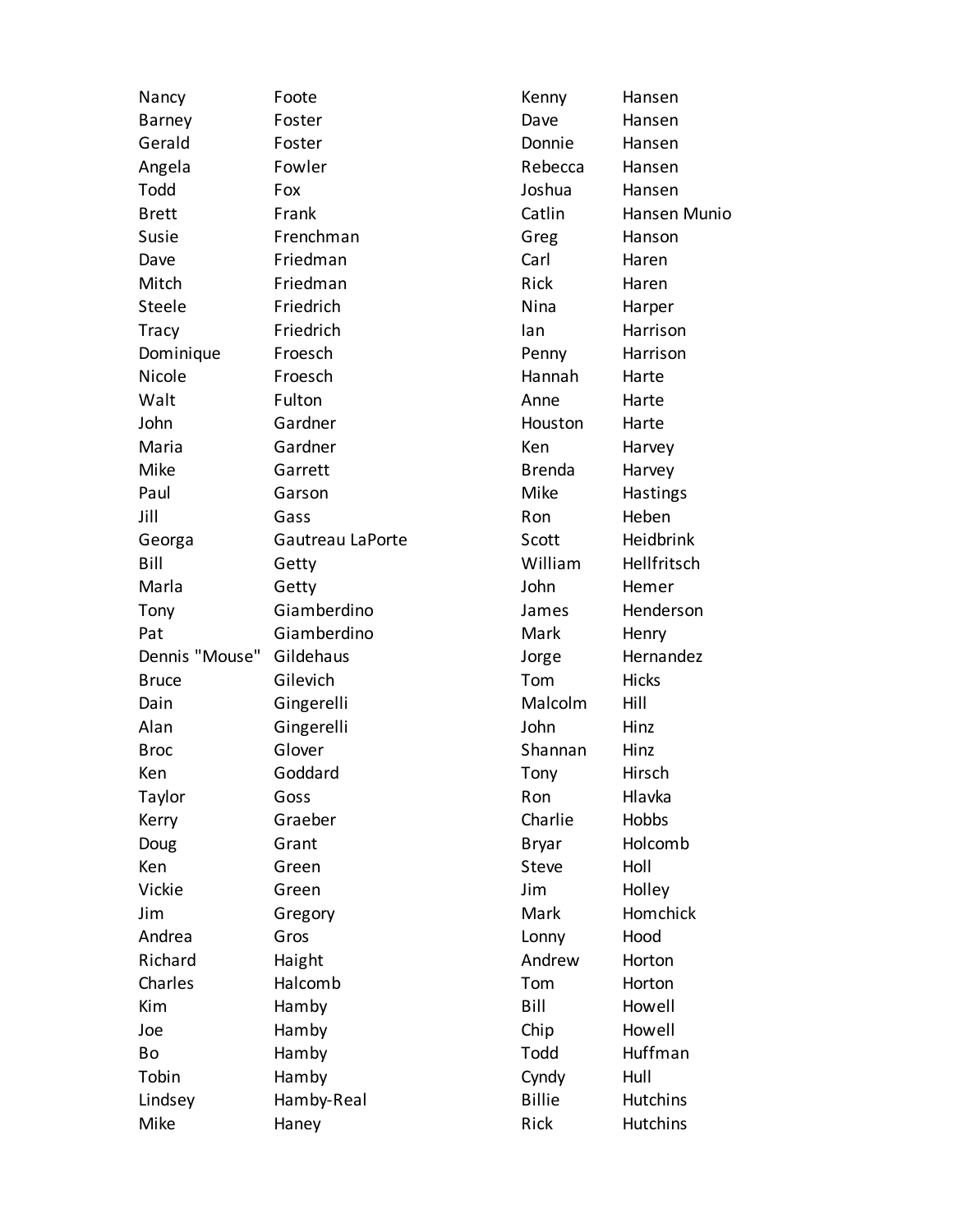| | |
|---|---|
| Nancy | Foote |
| Barney | Foster |
| Gerald | Foster |
| Angela | Fowler |
| Todd | Fox |
| Brett | Frank |
| Susie | Frenchman |
| Dave | Friedman |
| Mitch | Friedman |
| Steele | Friedrich |
| Tracy | Friedrich |
| Dominique | Froesch |
| Nicole | Froesch |
| Walt | Fulton |
| John | Gardner |
| Maria | Gardner |
| Mike | Garrett |
| Paul | Garson |
| Jill | Gass |
| Georga | Gautreau LaPorte |
| Bill | Getty |
| Marla | Getty |
| Tony | Giamberdino |
| Pat | Giamberdino |
| Dennis "Mouse" | Gildehaus |
| Bruce | Gilevich |
| Dain | Gingerelli |
| Alan | Gingerelli |
| Broc | Glover |
| Ken | Goddard |
| Taylor | Goss |
| Kerry | Graeber |
| Doug | Grant |
| Ken | Green |
| Vickie | Green |
| Jim | Gregory |
| Andrea | Gros |
| Richard | Haight |
| Charles | Halcomb |
| Kim | Hamby |
| Joe | Hamby |
| Bo | Hamby |
| Tobin | Hamby |
| Lindsey | Hamby-Real |
| Mike | Haney |
| Kenny | Hansen |
| Dave | Hansen |
| Donnie | Hansen |
| Rebecca | Hansen |
| Joshua | Hansen |
| Catlin | Hansen Munio |
| Greg | Hanson |
| Carl | Haren |
| Rick | Haren |
| Nina | Harper |
| Ian | Harrison |
| Penny | Harrison |
| Hannah | Harte |
| Anne | Harte |
| Houston | Harte |
| Ken | Harvey |
| Brenda | Harvey |
| Mike | Hastings |
| Ron | Heben |
| Scott | Heidbrink |
| William | Hellfritsch |
| John | Hemer |
| James | Henderson |
| Mark | Henry |
| Jorge | Hernandez |
| Tom | Hicks |
| Malcolm | Hill |
| John | Hinz |
| Shannan | Hinz |
| Tony | Hirsch |
| Ron | Hlavka |
| Charlie | Hobbs |
| Bryar | Holcomb |
| Steve | Holl |
| Jim | Holley |
| Mark | Homchick |
| Lonny | Hood |
| Andrew | Horton |
| Tom | Horton |
| Bill | Howell |
| Chip | Howell |
| Todd | Huffman |
| Cyndy | Hull |
| Billie | Hutchins |
| Rick | Hutchins |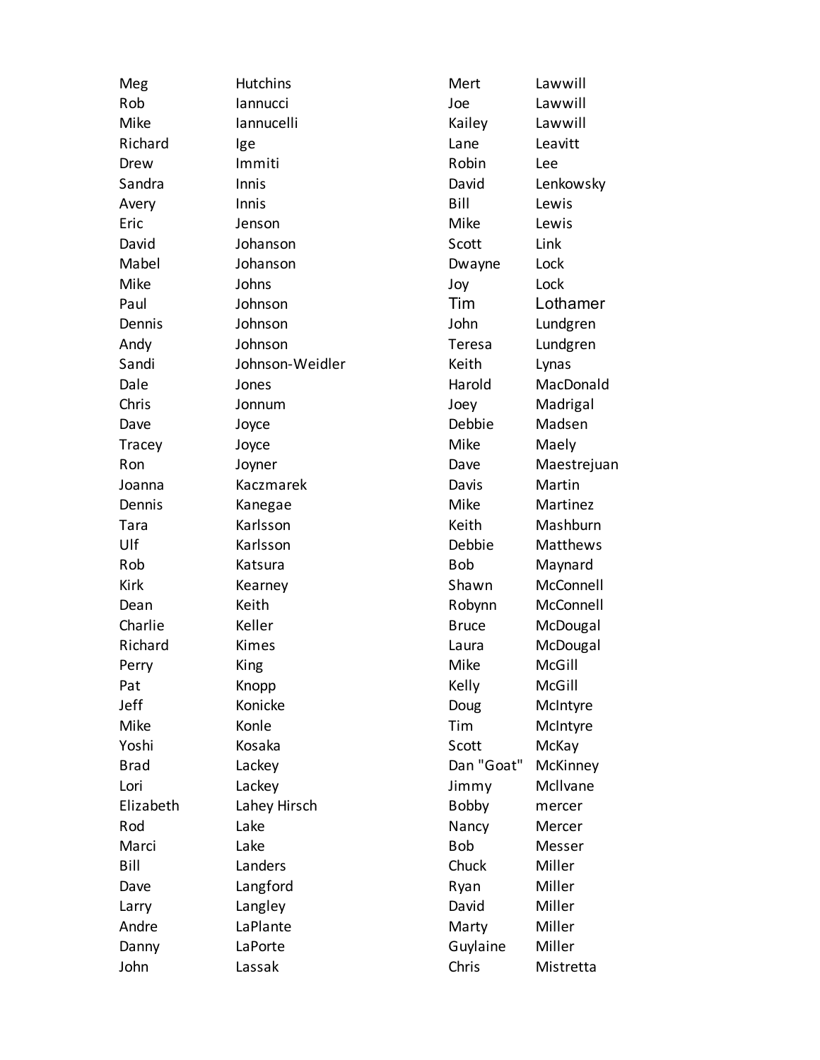| | |
|---|---|
| Meg | Hutchins |
| Rob | Iannucci |
| Mike | Iannucelli |
| Richard | Ige |
| Drew | Immiti |
| Sandra | Innis |
| Avery | Innis |
| Eric | Jenson |
| David | Johanson |
| Mabel | Johanson |
| Mike | Johns |
| Paul | Johnson |
| Dennis | Johnson |
| Andy | Johnson |
| Sandi | Johnson-Weidler |
| Dale | Jones |
| Chris | Jonnum |
| Dave | Joyce |
| Tracey | Joyce |
| Ron | Joyner |
| Joanna | Kaczmarek |
| Dennis | Kanegae |
| Tara | Karlsson |
| Ulf | Karlsson |
| Rob | Katsura |
| Kirk | Kearney |
| Dean | Keith |
| Charlie | Keller |
| Richard | Kimes |
| Perry | King |
| Pat | Knopp |
| Jeff | Konicke |
| Mike | Konle |
| Yoshi | Kosaka |
| Brad | Lackey |
| Lori | Lackey |
| Elizabeth | Lahey Hirsch |
| Rod | Lake |
| Marci | Lake |
| Bill | Landers |
| Dave | Langford |
| Larry | Langley |
| Andre | LaPlante |
| Danny | LaPorte |
| John | Lassak |
| Mert | Lawwill |
| Joe | Lawwill |
| Kailey | Lawwill |
| Lane | Leavitt |
| Robin | Lee |
| David | Lenkowsky |
| Bill | Lewis |
| Mike | Lewis |
| Scott | Link |
| Dwayne | Lock |
| Joy | Lock |
| Tim | Lothamer |
| John | Lundgren |
| Teresa | Lundgren |
| Keith | Lynas |
| Harold | MacDonald |
| Joey | Madrigal |
| Debbie | Madsen |
| Mike | Maely |
| Dave | Maestrejuan |
| Davis | Martin |
| Mike | Martinez |
| Keith | Mashburn |
| Debbie | Matthews |
| Bob | Maynard |
| Shawn | McConnell |
| Robynn | McConnell |
| Bruce | McDougal |
| Laura | McDougal |
| Mike | McGill |
| Kelly | McGill |
| Doug | McIntyre |
| Tim | McIntyre |
| Scott | McKay |
| Dan "Goat" | McKinney |
| Jimmy | McIlvane |
| Bobby | mercer |
| Nancy | Mercer |
| Bob | Messer |
| Chuck | Miller |
| Ryan | Miller |
| David | Miller |
| Marty | Miller |
| Guylaine | Miller |
| Chris | Mistretta |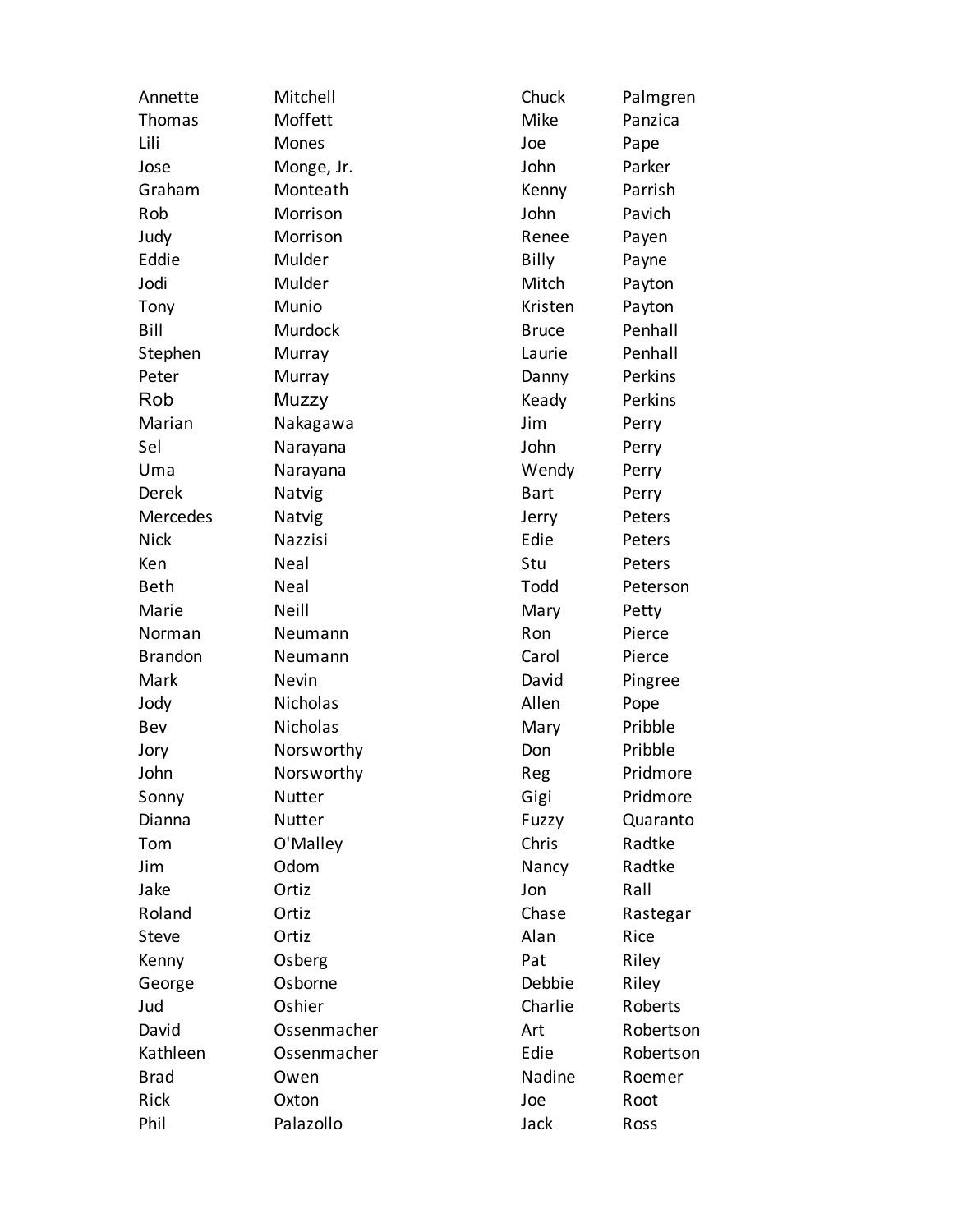| | | | |
|---|---|---|---|
| Annette | Mitchell | Chuck | Palmgren |
| Thomas | Moffett | Mike | Panzica |
| Lili | Mones | Joe | Pape |
| Jose | Monge, Jr. | John | Parker |
| Graham | Monteath | Kenny | Parrish |
| Rob | Morrison | John | Pavich |
| Judy | Morrison | Renee | Payen |
| Eddie | Mulder | Billy | Payne |
| Jodi | Mulder | Mitch | Payton |
| Tony | Munio | Kristen | Payton |
| Bill | Murdock | Bruce | Penhall |
| Stephen | Murray | Laurie | Penhall |
| Peter | Murray | Danny | Perkins |
| Rob | Muzzy | Keady | Perkins |
| Marian | Nakagawa | Jim | Perry |
| Sel | Narayana | John | Perry |
| Uma | Narayana | Wendy | Perry |
| Derek | Natvig | Bart | Perry |
| Mercedes | Natvig | Jerry | Peters |
| Nick | Nazzisi | Edie | Peters |
| Ken | Neal | Stu | Peters |
| Beth | Neal | Todd | Peterson |
| Marie | Neill | Mary | Petty |
| Norman | Neumann | Ron | Pierce |
| Brandon | Neumann | Carol | Pierce |
| Mark | Nevin | David | Pingree |
| Jody | Nicholas | Allen | Pope |
| Bev | Nicholas | Mary | Pribble |
| Jory | Norsworthy | Don | Pribble |
| John | Norsworthy | Reg | Pridmore |
| Sonny | Nutter | Gigi | Pridmore |
| Dianna | Nutter | Fuzzy | Quaranto |
| Tom | O'Malley | Chris | Radtke |
| Jim | Odom | Nancy | Radtke |
| Jake | Ortiz | Jon | Rall |
| Roland | Ortiz | Chase | Rastegar |
| Steve | Ortiz | Alan | Rice |
| Kenny | Osberg | Pat | Riley |
| George | Osborne | Debbie | Riley |
| Jud | Oshier | Charlie | Roberts |
| David | Ossenmacher | Art | Robertson |
| Kathleen | Ossenmacher | Edie | Robertson |
| Brad | Owen | Nadine | Roemer |
| Rick | Oxton | Joe | Root |
| Phil | Palazollo | Jack | Ross |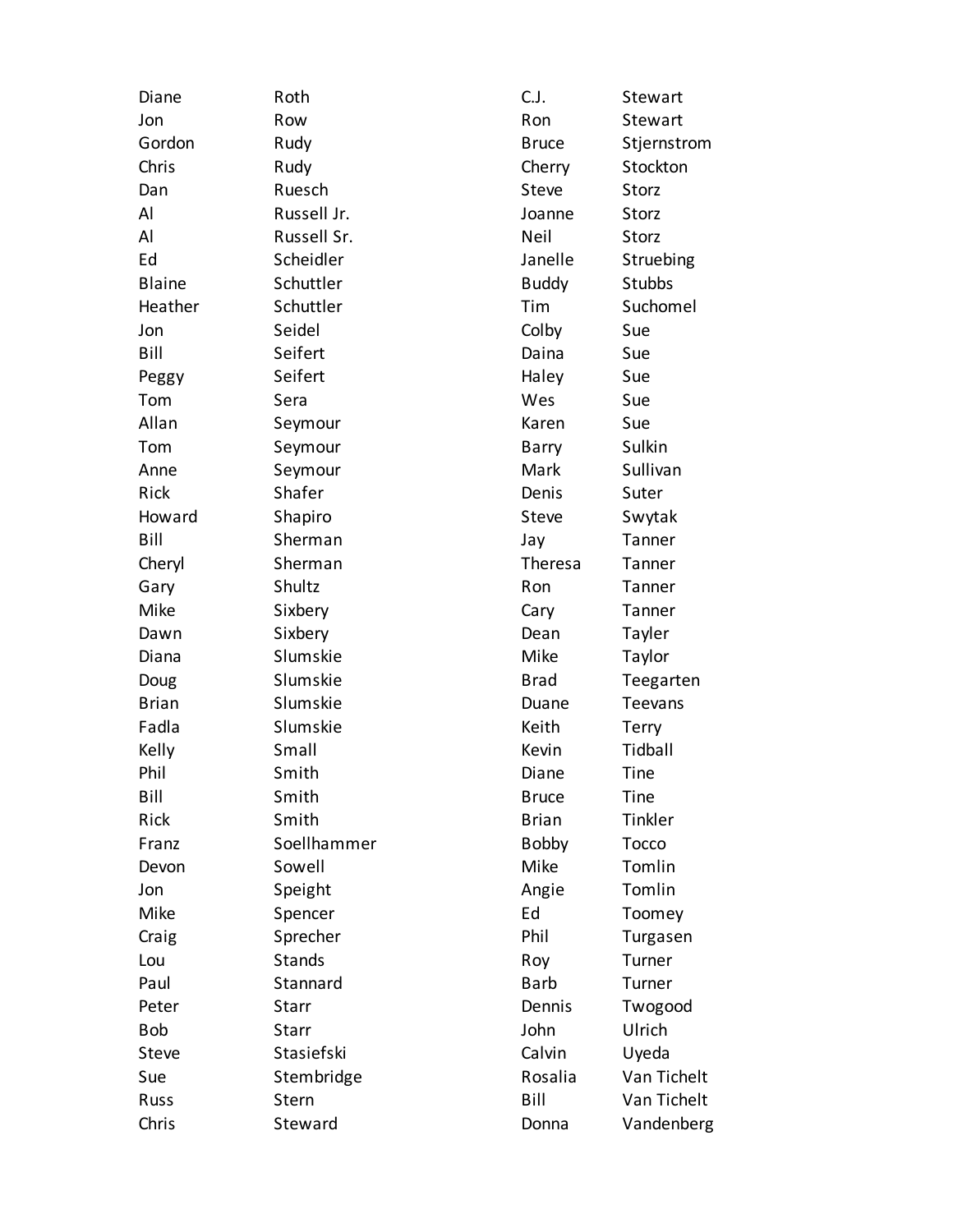| | |
|---|---|
| Diane | Roth |
| Jon | Row |
| Gordon | Rudy |
| Chris | Rudy |
| Dan | Ruesch |
| Al | Russell Jr. |
| Al | Russell Sr. |
| Ed | Scheidler |
| Blaine | Schuttler |
| Heather | Schuttler |
| Jon | Seidel |
| Bill | Seifert |
| Peggy | Seifert |
| Tom | Sera |
| Allan | Seymour |
| Tom | Seymour |
| Anne | Seymour |
| Rick | Shafer |
| Howard | Shapiro |
| Bill | Sherman |
| Cheryl | Sherman |
| Gary | Shultz |
| Mike | Sixbery |
| Dawn | Sixbery |
| Diana | Slumskie |
| Doug | Slumskie |
| Brian | Slumskie |
| Fadla | Slumskie |
| Kelly | Small |
| Phil | Smith |
| Bill | Smith |
| Rick | Smith |
| Franz | Soellhammer |
| Devon | Sowell |
| Jon | Speight |
| Mike | Spencer |
| Craig | Sprecher |
| Lou | Stands |
| Paul | Stannard |
| Peter | Starr |
| Bob | Starr |
| Steve | Stasiefski |
| Sue | Stembridge |
| Russ | Stern |
| Chris | Steward |
| C.J. | Stewart |
| Ron | Stewart |
| Bruce | Stjernstrom |
| Cherry | Stockton |
| Steve | Storz |
| Joanne | Storz |
| Neil | Storz |
| Janelle | Struebing |
| Buddy | Stubbs |
| Tim | Suchomel |
| Colby | Sue |
| Daina | Sue |
| Haley | Sue |
| Wes | Sue |
| Karen | Sue |
| Barry | Sulkin |
| Mark | Sullivan |
| Denis | Suter |
| Steve | Swytak |
| Jay | Tanner |
| Theresa | Tanner |
| Ron | Tanner |
| Cary | Tanner |
| Dean | Tayler |
| Mike | Taylor |
| Brad | Teegarten |
| Duane | Teevans |
| Keith | Terry |
| Kevin | Tidball |
| Diane | Tine |
| Bruce | Tine |
| Brian | Tinkler |
| Bobby | Tocco |
| Mike | Tomlin |
| Angie | Tomlin |
| Ed | Toomey |
| Phil | Turgasen |
| Roy | Turner |
| Barb | Turner |
| Dennis | Twogood |
| John | Ulrich |
| Calvin | Uyeda |
| Rosalia | Van Tichelt |
| Bill | Van Tichelt |
| Donna | Vandenberg |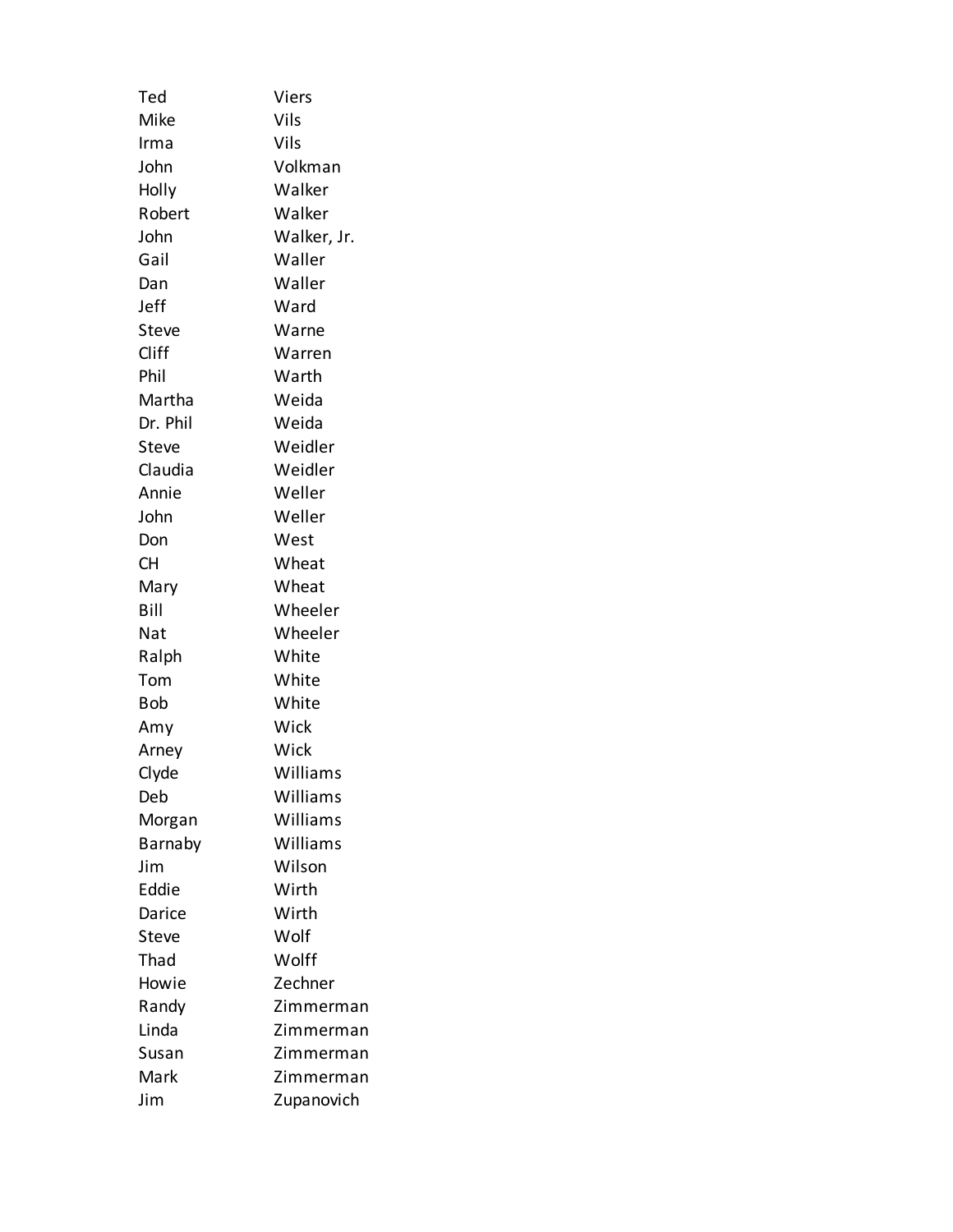| | |
|---|---|
| Ted | Viers |
| Mike | Vils |
| Irma | Vils |
| John | Volkman |
| Holly | Walker |
| Robert | Walker |
| John | Walker, Jr. |
| Gail | Waller |
| Dan | Waller |
| Jeff | Ward |
| Steve | Warne |
| Cliff | Warren |
| Phil | Warth |
| Martha | Weida |
| Dr. Phil | Weida |
| Steve | Weidler |
| Claudia | Weidler |
| Annie | Weller |
| John | Weller |
| Don | West |
| CH | Wheat |
| Mary | Wheat |
| Bill | Wheeler |
| Nat | Wheeler |
| Ralph | White |
| Tom | White |
| Bob | White |
| Amy | Wick |
| Arney | Wick |
| Clyde | Williams |
| Deb | Williams |
| Morgan | Williams |
| Barnaby | Williams |
| Jim | Wilson |
| Eddie | Wirth |
| Darice | Wirth |
| Steve | Wolf |
| Thad | Wolff |
| Howie | Zechner |
| Randy | Zimmerman |
| Linda | Zimmerman |
| Susan | Zimmerman |
| Mark | Zimmerman |
| Jim | Zupanovich |